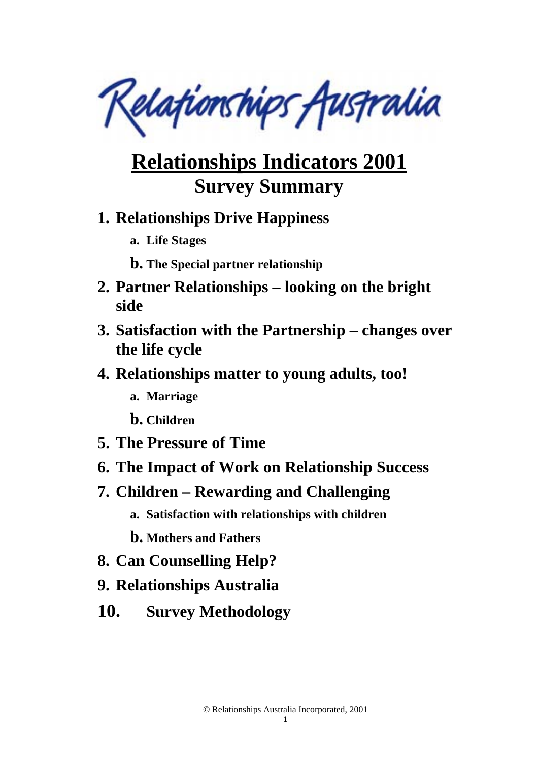Relationships Australia

# Relationships Indicators 2001

## Survey Summary

1. **Relationships Drive Happiness**
   a. **Life Stages**
   b. **The Special partner relationship**
2. **Partner Relationships – looking on the bright side**
3. **Satisfaction with the Partnership – changes over the life cycle**
4. **Relationships matter to young adults, too!**
   a. **Marriage**
   b. **Children**
5. **The Pressure of Time**
6. **The Impact of Work on Relationship Success**
7. **Children – Rewarding and Challenging**
   a. **Satisfaction with relationships with children**
   b. **Mothers and Fathers**
8. **Can Counselling Help?**
9. **Relationships Australia**
10. **Survey Methodology**

© Relationships Australia Incorporated, 2001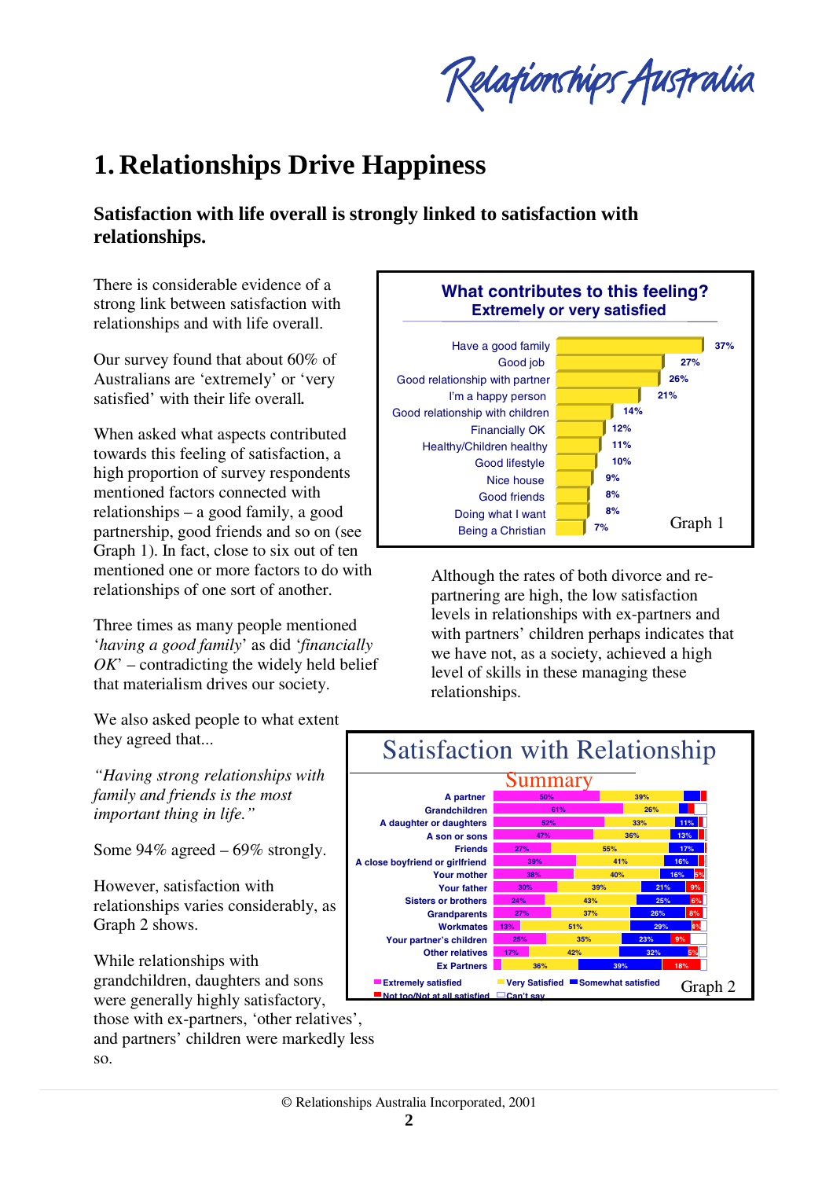# 1. Relationships Drive Happiness

## Satisfaction with life overall is strongly linked to satisfaction with relationships.

There is considerable evidence of a strong link between satisfaction with relationships and with life overall.

Our survey found that about 60% of Australians are 'extremely' or 'very satisfied' with their life overall.

When asked what aspects contributed towards this feeling of satisfaction, a high proportion of survey respondents mentioned factors connected with relationships – a good family, a good partnership, good friends and so on (see Graph 1). In fact, close to six out of ten mentioned one or more factors to do with relationships of one sort of another.

Three times as many people mentioned '*having a good family*' as did '*financially OK*' – contradicting the widely held belief that materialism drives our society.

We also asked people to what extent they agreed that...

*"Having strong relationships with family and friends is the most important thing in life."*

Some 94% agreed – 69% strongly.

However, satisfaction with relationships varies considerably, as Graph 2 shows.

While relationships with grandchildren, daughters and sons were generally highly satisfactory, those with ex-partners, 'other relatives', and partners' children were markedly less so.

**What contributes to this feeling?**
**Extremely or very satisfied**

| Factor | % |
|---|---|
| Have a good family | 37% |
| Good job | 27% |
| Good relationship with partner | 26% |
| I'm a happy person | 21% |
| Good relationship with children | 14% |
| Financially OK | 12% |
| Healthy/Children healthy | 11% |
| Good lifestyle | 10% |
| Nice house | 9% |
| Good friends | 8% |
| Doing what I want | 8% |
| Being a Christian | 7% |

Graph 1

Although the rates of both divorce and re-partnering are high, the low satisfaction levels in relationships with ex-partners and with partners' children perhaps indicates that we have not, as a society, achieved a high level of skills in these managing these relationships.

**Satisfaction with Relationship**
**Summary**

| Relationship | Extremely satisfied | Very Satisfied | Somewhat satisfied | Not too/Not at all satisfied |
|---|---|---|---|---|
| A partner | 50% | 39% | | |
| Grandchildren | 61% | 26% | | |
| A daughter or daughters | 52% | 33% | 11% | |
| A son or sons | 47% | 36% | 13% | |
| Friends | 27% | 55% | 17% | |
| A close boyfriend or girlfriend | 39% | 41% | 16% | |
| Your mother | 38% | 40% | 16% | 5% |
| Your father | 30% | 39% | 21% | 9% |
| Sisters or brothers | 24% | 43% | 25% | 6% |
| Grandparents | 27% | 37% | 26% | 8% |
| Workmates | 13% | 51% | 29% | 1% |
| Your partner's children | 25% | 35% | 23% | 9% |
| Other relatives | 17% | 42% | 32% | 5% |
| Ex Partners | | 36% | 39% | 18% |

Legend: Extremely satisfied; Very Satisfied; Somewhat satisfied; Not too/Not at all satisfied; Can't say

Graph 2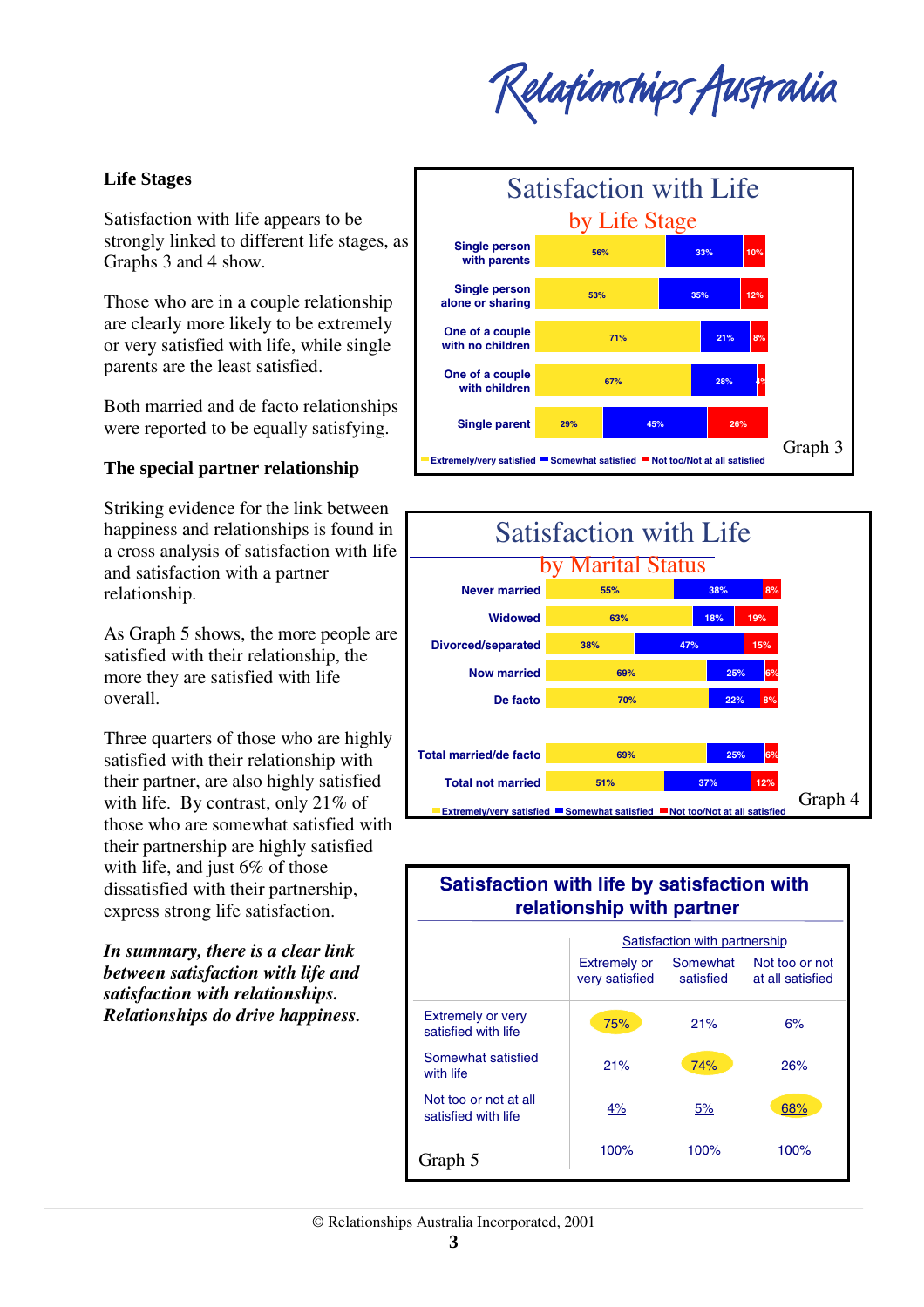## Life Stages

Satisfaction with life appears to be strongly linked to different life stages, as Graphs 3 and 4 show.

Those who are in a couple relationship are clearly more likely to be extremely or very satisfied with life, while single parents are the least satisfied.

Both married and de facto relationships were reported to be equally satisfying.

## The special partner relationship

Striking evidence for the link between happiness and relationships is found in a cross analysis of satisfaction with life and satisfaction with a partner relationship.

As Graph 5 shows, the more people are satisfied with their relationship, the more they are satisfied with life overall.

Three quarters of those who are highly satisfied with their relationship with their partner, are also highly satisfied with life. By contrast, only 21% of those who are somewhat satisfied with their partnership are highly satisfied with life, and just 6% of those dissatisfied with their partnership, express strong life satisfaction.

***In summary, there is a clear link between satisfaction with life and satisfaction with relationships. Relationships do drive happiness.***

### Satisfaction with Life by Life Stage

| | Extremely/very satisfied | Somewhat satisfied | Not too/Not at all satisfied |
|---|---|---|---|
| Single person with parents | 56% | 33% | 10% |
| Single person alone or sharing | 53% | 35% | 12% |
| One of a couple with no children | 71% | 21% | 8% |
| One of a couple with children | 67% | 28% | 4% |
| Single parent | 29% | 45% | 26% |

Graph 3

### Satisfaction with Life by Marital Status

| | Extremely/very satisfied | Somewhat satisfied | Not too/Not at all satisfied |
|---|---|---|---|
| Never married | 55% | 38% | 8% |
| Widowed | 63% | 18% | 19% |
| Divorced/separated | 38% | 47% | 15% |
| Now married | 69% | 25% | 6% |
| De facto | 70% | 22% | 8% |
| Total married/de facto | 69% | 25% | 6% |
| Total not married | 51% | 37% | 12% |

Graph 4

### Satisfaction with life by satisfaction with relationship with partner

| | Satisfaction with partnership | | |
|---|---|---|---|
| | Extremely or very satisfied | Somewhat satisfied | Not too or not at all satisfied |
| Extremely or very satisfied with life | 75% | 21% | 6% |
| Somewhat satisfied with life | 21% | 74% | 26% |
| Not too or not at all satisfied with life | 4% | 5% | 68% |
| | 100% | 100% | 100% |

Graph 5

© Relationships Australia Incorporated, 2001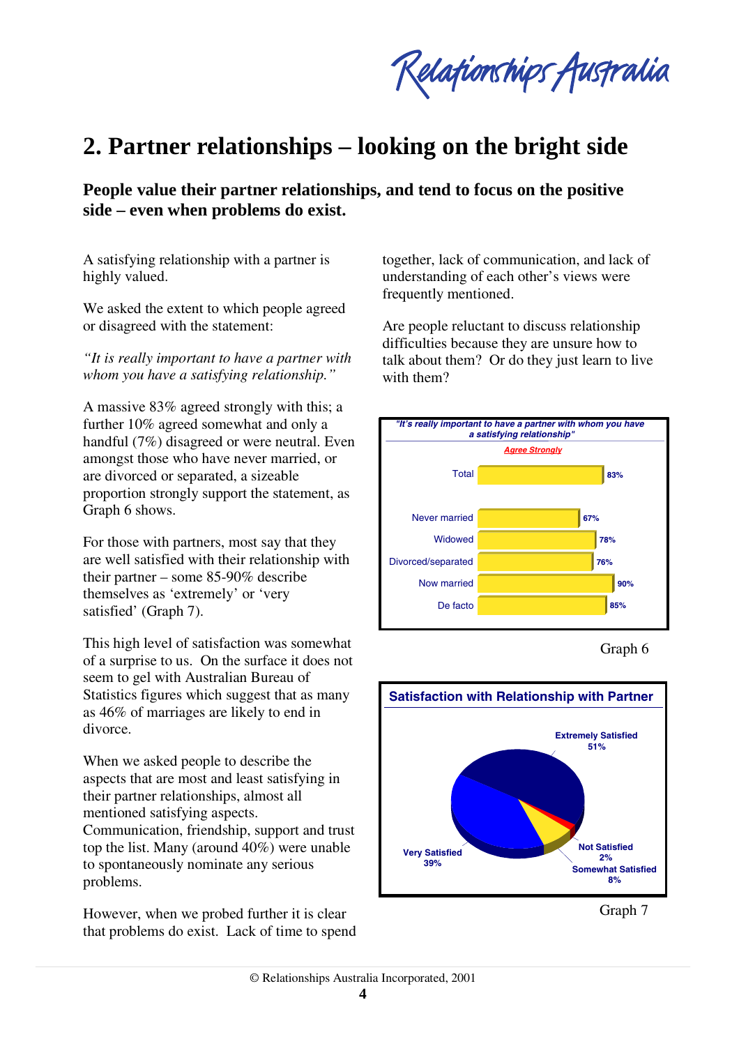# 2. Partner relationships – looking on the bright side

**People value their partner relationships, and tend to focus on the positive side – even when problems do exist.**

A satisfying relationship with a partner is highly valued.

We asked the extent to which people agreed or disagreed with the statement:

*"It is really important to have a partner with whom you have a satisfying relationship."*

A massive 83% agreed strongly with this; a further 10% agreed somewhat and only a handful (7%) disagreed or were neutral. Even amongst those who have never married, or are divorced or separated, a sizeable proportion strongly support the statement, as Graph 6 shows.

For those with partners, most say that they are well satisfied with their relationship with their partner – some 85-90% describe themselves as 'extremely' or 'very satisfied' (Graph 7).

This high level of satisfaction was somewhat of a surprise to us. On the surface it does not seem to gel with Australian Bureau of Statistics figures which suggest that as many as 46% of marriages are likely to end in divorce.

When we asked people to describe the aspects that are most and least satisfying in their partner relationships, almost all mentioned satisfying aspects. Communication, friendship, support and trust top the list. Many (around 40%) were unable to spontaneously nominate any serious problems.

However, when we probed further it is clear that problems do exist. Lack of time to spend together, lack of communication, and lack of understanding of each other's views were frequently mentioned.

Are people reluctant to discuss relationship difficulties because they are unsure how to talk about them? Or do they just learn to live with them?

*"It's really important to have a partner with whom you have a satisfying relationship"*

| | Agree Strongly |
|---|---|
| Total | 83% |
| Never married | 67% |
| Widowed | 78% |
| Divorced/separated | 76% |
| Now married | 90% |
| De facto | 85% |

Graph 6

**Satisfaction with Relationship with Partner**

| | |
|---|---|
| Extremely Satisfied | 51% |
| Very Satisfied | 39% |
| Somewhat Satisfied | 8% |
| Not Satisfied | 2% |

Graph 7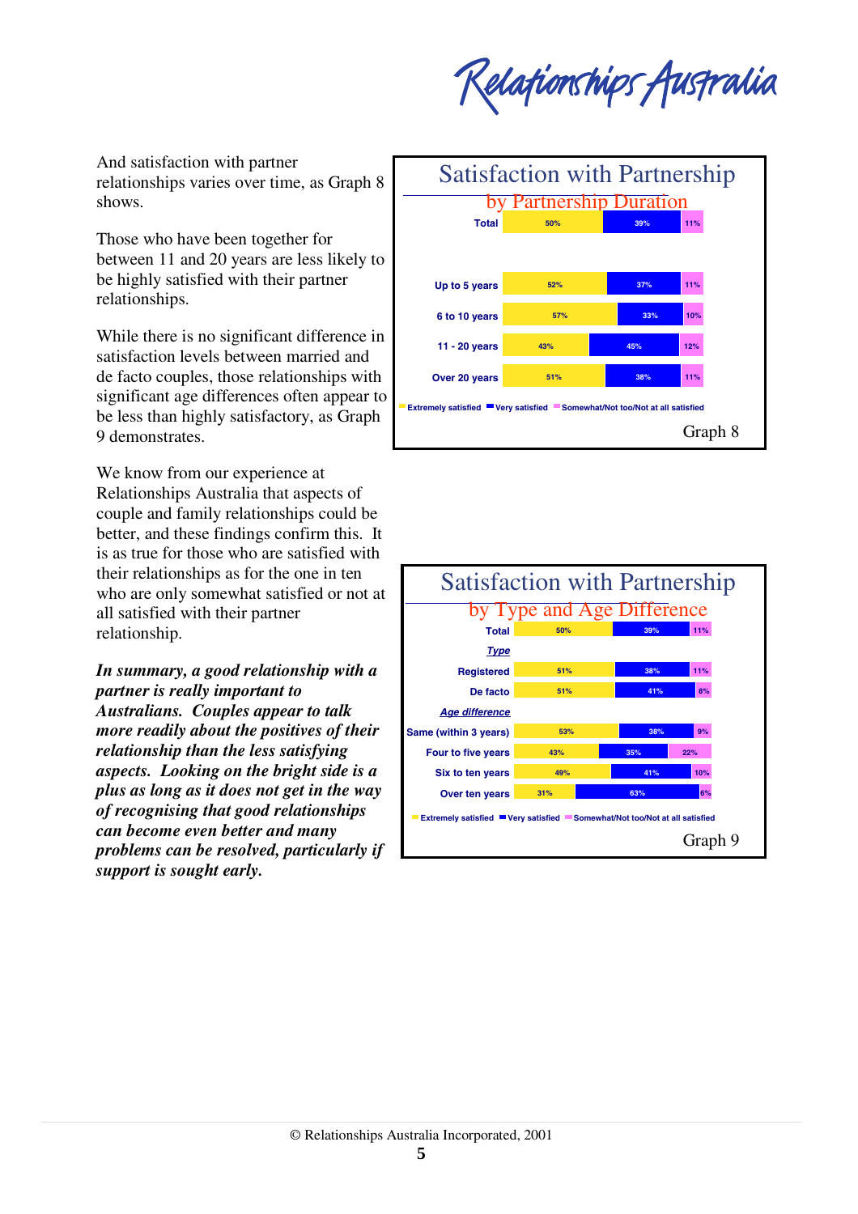And satisfaction with partner relationships varies over time, as Graph 8 shows.

Those who have been together for between 11 and 20 years are less likely to be highly satisfied with their partner relationships.

While there is no significant difference in satisfaction levels between married and de facto couples, those relationships with significant age differences often appear to be less than highly satisfactory, as Graph 9 demonstrates.

We know from our experience at Relationships Australia that aspects of couple and family relationships could be better, and these findings confirm this. It is as true for those who are satisfied with their relationships as for the one in ten who are only somewhat satisfied or not at all satisfied with their partner relationship.

***In summary, a good relationship with a partner is really important to Australians. Couples appear to talk more readily about the positives of their relationship than the less satisfying aspects. Looking on the bright side is a plus as long as it does not get in the way of recognising that good relationships can become even better and many problems can be resolved, particularly if support is sought early.***

**Satisfaction with Partnership by Partnership Duration**

| | Extremely satisfied | Very satisfied | Somewhat/Not too/Not at all satisfied |
|---|---|---|---|
| Total | 50% | 39% | 11% |
| Up to 5 years | 52% | 37% | 11% |
| 6 to 10 years | 57% | 33% | 10% |
| 11 - 20 years | 43% | 45% | 12% |
| Over 20 years | 51% | 38% | 11% |

Graph 8

**Satisfaction with Partnership by Type and Age Difference**

| | Extremely satisfied | Very satisfied | Somewhat/Not too/Not at all satisfied |
|---|---|---|---|
| Total | 50% | 39% | 11% |
| *Type* | | | |
| Registered | 51% | 38% | 11% |
| De facto | 51% | 41% | 8% |
| *Age difference* | | | |
| Same (within 3 years) | 53% | 38% | 9% |
| Four to five years | 43% | 35% | 22% |
| Six to ten years | 49% | 41% | 10% |
| Over ten years | 31% | 63% | 6% |

Graph 9

© Relationships Australia Incorporated, 2001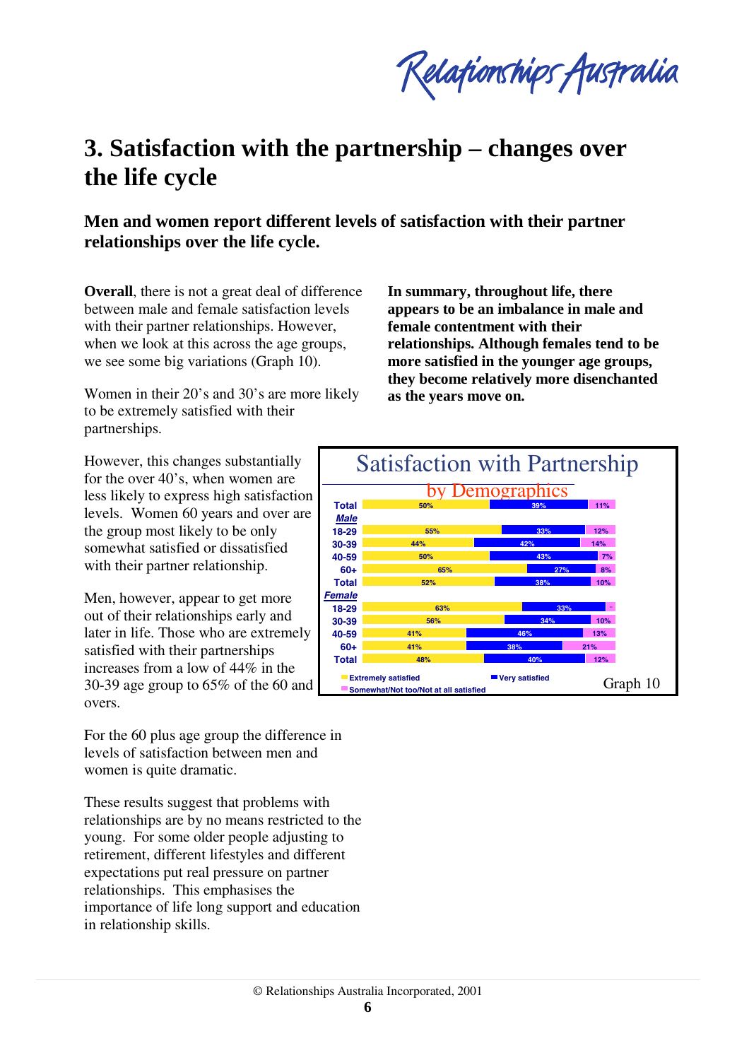# 3. Satisfaction with the partnership – changes over the life cycle

## Men and women report different levels of satisfaction with their partner relationships over the life cycle.

**Overall**, there is not a great deal of difference between male and female satisfaction levels with their partner relationships. However, when we look at this across the age groups, we see some big variations (Graph 10).

Women in their 20's and 30's are more likely to be extremely satisfied with their partnerships.

However, this changes substantially for the over 40's, when women are less likely to express high satisfaction levels. Women 60 years and over are the group most likely to be only somewhat satisfied or dissatisfied with their partner relationship.

Men, however, appear to get more out of their relationships early and later in life. Those who are extremely satisfied with their partnerships increases from a low of 44% in the 30-39 age group to 65% of the 60 and overs.

For the 60 plus age group the difference in levels of satisfaction between men and women is quite dramatic.

These results suggest that problems with relationships are by no means restricted to the young. For some older people adjusting to retirement, different lifestyles and different expectations put real pressure on partner relationships. This emphasises the importance of life long support and education in relationship skills.

**In summary, throughout life, there appears to be an imbalance in male and female contentment with their relationships. Although females tend to be more satisfied in the younger age groups, they become relatively more disenchanted as the years move on.**

**Satisfaction with Partnership**
**by Demographics**

| | Extremely satisfied | Very satisfied | Somewhat/Not too/Not at all satisfied |
|---|---|---|---|
| **Total** | 50% | 39% | 11% |
| ***Male*** | | | |
| 18-29 | 55% | 33% | 12% |
| 30-39 | 44% | 42% | 14% |
| 40-59 | 50% | 43% | 7% |
| 60+ | 65% | 27% | 8% |
| Total | 52% | 38% | 10% |
| ***Female*** | | | |
| 18-29 | 63% | 33% | - |
| 30-39 | 56% | 34% | 10% |
| 40-59 | 41% | 46% | 13% |
| 60+ | 41% | 38% | 21% |
| Total | 48% | 40% | 12% |

Graph 10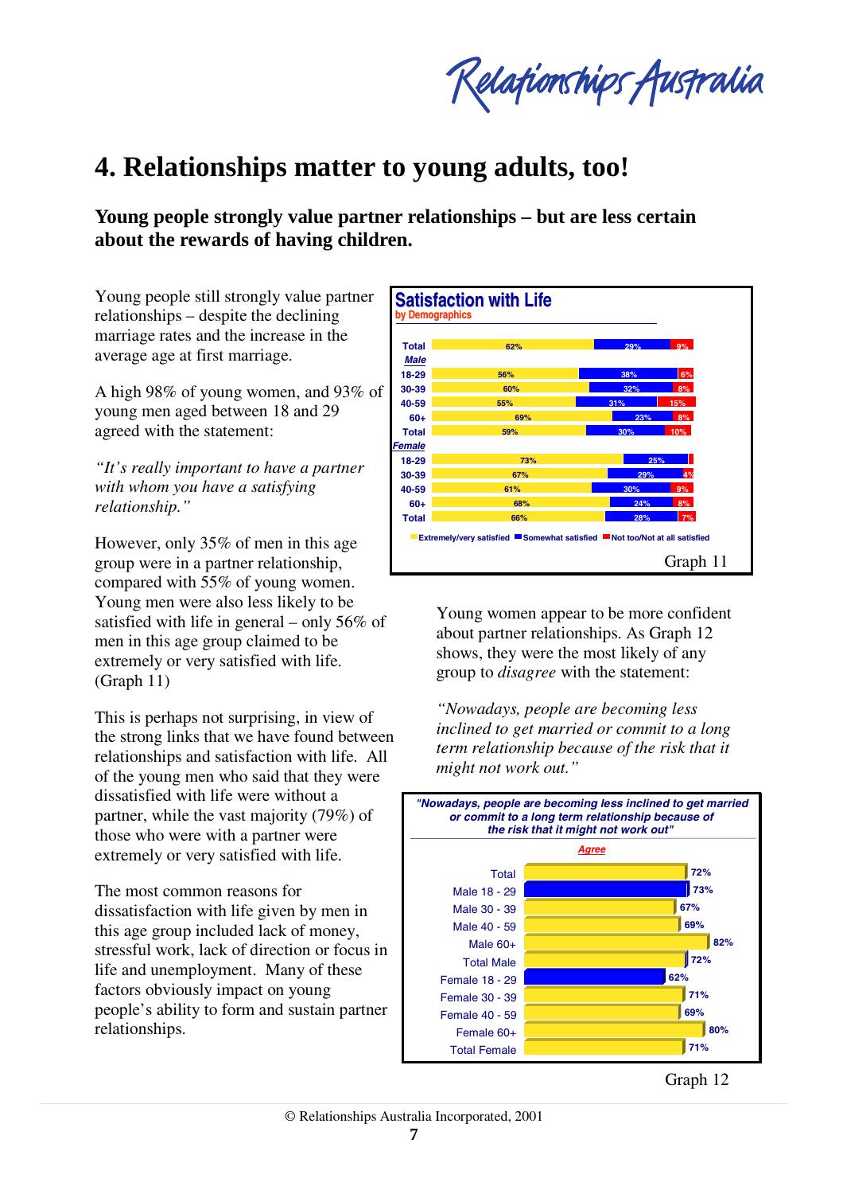# 4. Relationships matter to young adults, too!

**Young people strongly value partner relationships – but are less certain about the rewards of having children.**

Young people still strongly value partner relationships – despite the declining marriage rates and the increase in the average age at first marriage.

A high 98% of young women, and 93% of young men aged between 18 and 29 agreed with the statement:

*"It's really important to have a partner with whom you have a satisfying relationship."*

However, only 35% of men in this age group were in a partner relationship, compared with 55% of young women. Young men were also less likely to be satisfied with life in general – only 56% of men in this age group claimed to be extremely or very satisfied with life. (Graph 11)

This is perhaps not surprising, in view of the strong links that we have found between relationships and satisfaction with life. All of the young men who said that they were dissatisfied with life were without a partner, while the vast majority (79%) of those who were with a partner were extremely or very satisfied with life.

The most common reasons for dissatisfaction with life given by men in this age group included lack of money, stressful work, lack of direction or focus in life and unemployment. Many of these factors obviously impact on young people's ability to form and sustain partner relationships.

**Satisfaction with Life**
*by Demographics*

| | Extremely/very satisfied | Somewhat satisfied | Not too/Not at all satisfied |
|---|---|---|---|
| Total | 62% | 29% | 9% |
| **Male** | | | |
| 18-29 | 56% | 38% | 6% |
| 30-39 | 60% | 32% | 8% |
| 40-59 | 55% | 31% | 15% |
| 60+ | 69% | 23% | 8% |
| Total | 59% | 30% | 10% |
| **Female** | | | |
| 18-29 | 73% | 25% | |
| 30-39 | 67% | 29% | 4% |
| 40-59 | 61% | 30% | 9% |
| 60+ | 68% | 24% | 8% |
| Total | 66% | 28% | 7% |

Graph 11

Young women appear to be more confident about partner relationships. As Graph 12 shows, they were the most likely of any group to *disagree* with the statement:

*"Nowadays, people are becoming less inclined to get married or commit to a long term relationship because of the risk that it might not work out."*

**"Nowadays, people are becoming less inclined to get married or commit to a long term relationship because of the risk that it might not work out"**

| | Agree |
|---|---|
| Total | 72% |
| Male 18 - 29 | 73% |
| Male 30 - 39 | 67% |
| Male 40 - 59 | 69% |
| Male 60+ | 82% |
| Total Male | 72% |
| Female 18 - 29 | 62% |
| Female 30 - 39 | 71% |
| Female 40 - 59 | 69% |
| Female 60+ | 80% |
| Total Female | 71% |

Graph 12

© Relationships Australia Incorporated, 2001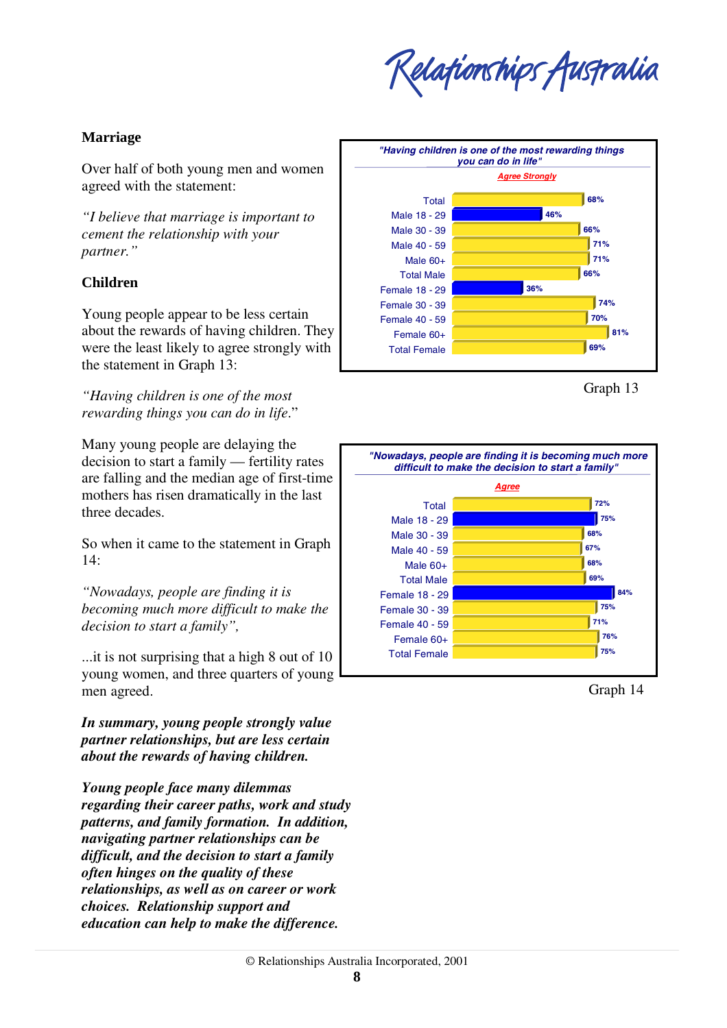## Marriage

Over half of both young men and women agreed with the statement:

*"I believe that marriage is important to cement the relationship with your partner."*

## Children

Young people appear to be less certain about the rewards of having children. They were the least likely to agree strongly with the statement in Graph 13:

*"Having children is one of the most rewarding things you can do in life."*

Many young people are delaying the decision to start a family — fertility rates are falling and the median age of first-time mothers has risen dramatically in the last three decades.

So when it came to the statement in Graph 14:

*"Nowadays, people are finding it is becoming much more difficult to make the decision to start a family",*

...it is not surprising that a high 8 out of 10 young women, and three quarters of young men agreed.

***In summary, young people strongly value partner relationships, but are less certain about the rewards of having children.***

***Young people face many dilemmas regarding their career paths, work and study patterns, and family formation. In addition, navigating partner relationships can be difficult, and the decision to start a family often hinges on the quality of these relationships, as well as on career or work choices. Relationship support and education can help to make the difference.***

**"Having children is one of the most rewarding things you can do in life"** — Agree Strongly

| Group | % |
|---|---|
| Total | 68% |
| Male 18 - 29 | 46% |
| Male 30 - 39 | 66% |
| Male 40 - 59 | 71% |
| Male 60+ | 71% |
| Total Male | 66% |
| Female 18 - 29 | 36% |
| Female 30 - 39 | 74% |
| Female 40 - 59 | 70% |
| Female 60+ | 81% |
| Total Female | 69% |

Graph 13

**"Nowadays, people are finding it is becoming much more difficult to make the decision to start a family"** — Agree

| Group | % |
|---|---|
| Total | 72% |
| Male 18 - 29 | 75% |
| Male 30 - 39 | 68% |
| Male 40 - 59 | 67% |
| Male 60+ | 68% |
| Total Male | 69% |
| Female 18 - 29 | 84% |
| Female 30 - 39 | 75% |
| Female 40 - 59 | 71% |
| Female 60+ | 76% |
| Total Female | 75% |

Graph 14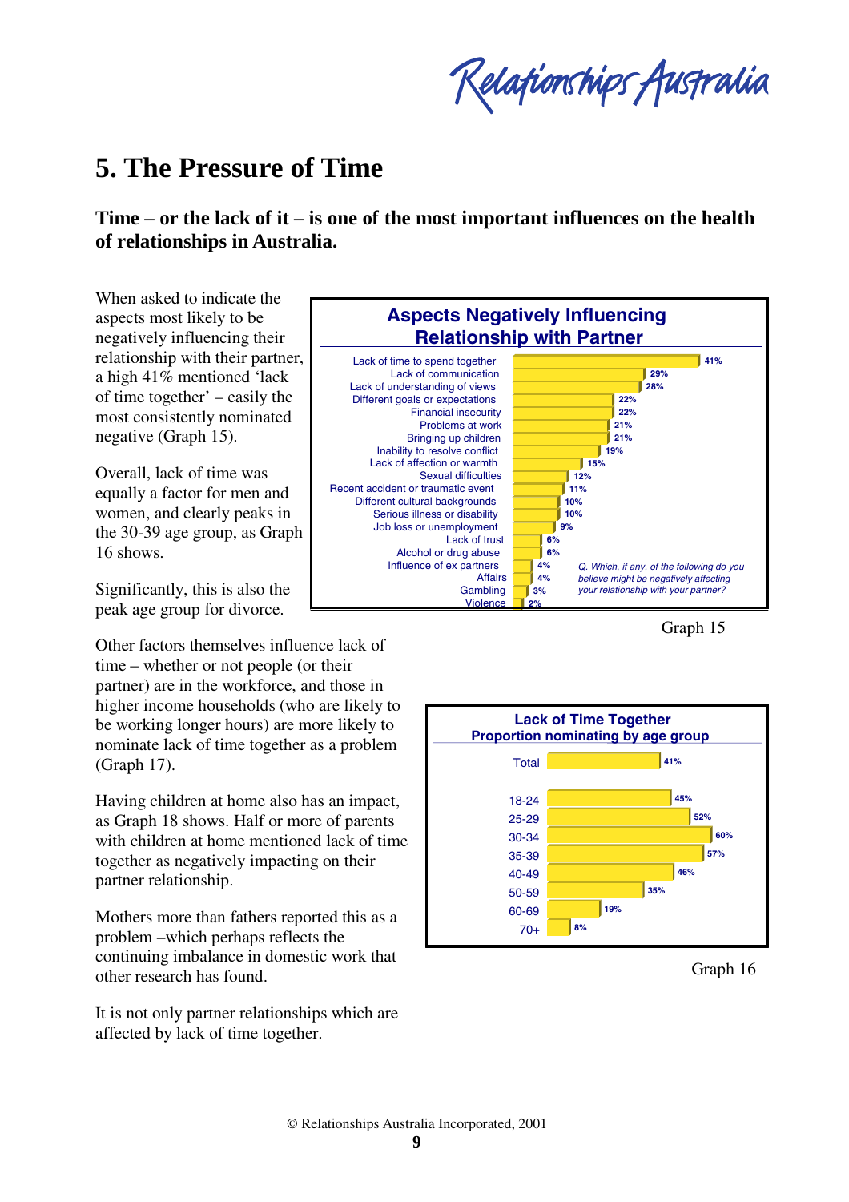# 5. The Pressure of Time

**Time – or the lack of it – is one of the most important influences on the health of relationships in Australia.**

When asked to indicate the aspects most likely to be negatively influencing their relationship with their partner, a high 41% mentioned 'lack of time together' – easily the most consistently nominated negative (Graph 15).

Overall, lack of time was equally a factor for men and women, and clearly peaks in the 30-39 age group, as Graph 16 shows.

Significantly, this is also the peak age group for divorce.

**Aspects Negatively Influencing Relationship with Partner**

| Aspect | % |
|---|---|
| Lack of time to spend together | 41% |
| Lack of communication | 29% |
| Lack of understanding of views | 28% |
| Different goals or expectations | 22% |
| Financial insecurity | 22% |
| Problems at work | 21% |
| Bringing up children | 21% |
| Inability to resolve conflict | 19% |
| Lack of affection or warmth | 15% |
| Sexual difficulties | 12% |
| Recent accident or traumatic event | 11% |
| Different cultural backgrounds | 10% |
| Serious illness or disability | 10% |
| Job loss or unemployment | 9% |
| Lack of trust | 6% |
| Alcohol or drug abuse | 6% |
| Influence of ex partners | 4% |
| Affairs | 4% |
| Gambling | 3% |
| Violence | 2% |

*Q. Which, if any, of the following do you believe might be negatively affecting your relationship with your partner?*

Graph 15

Other factors themselves influence lack of time – whether or not people (or their partner) are in the workforce, and those in higher income households (who are likely to be working longer hours) are more likely to nominate lack of time together as a problem (Graph 17).

Having children at home also has an impact, as Graph 18 shows. Half or more of parents with children at home mentioned lack of time together as negatively impacting on their partner relationship.

Mothers more than fathers reported this as a problem –which perhaps reflects the continuing imbalance in domestic work that other research has found.

It is not only partner relationships which are affected by lack of time together.

**Lack of Time Together**
**Proportion nominating by age group**

| Age group | % |
|---|---|
| Total | 41% |
| 18-24 | 45% |
| 25-29 | 52% |
| 30-34 | 60% |
| 35-39 | 57% |
| 40-49 | 46% |
| 50-59 | 35% |
| 60-69 | 19% |
| 70+ | 8% |

Graph 16

© Relationships Australia Incorporated, 2001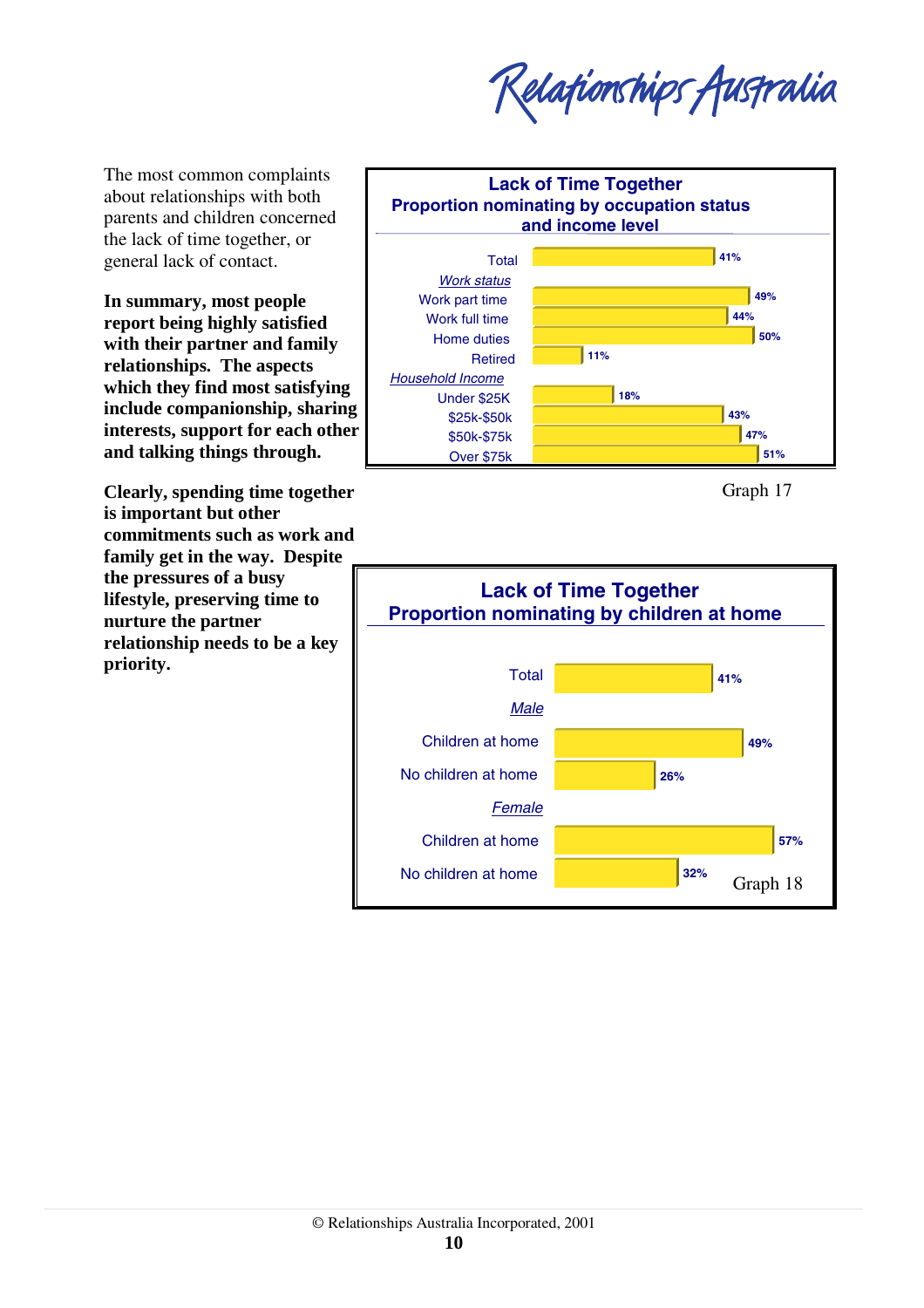The most common complaints about relationships with both parents and children concerned the lack of time together, or general lack of contact.

**In summary, most people report being highly satisfied with their partner and family relationships. The aspects which they find most satisfying include companionship, sharing interests, support for each other and talking things through.**

**Clearly, spending time together is important but other commitments such as work and family get in the way. Despite the pressures of a busy lifestyle, preserving time to nurture the partner relationship needs to be a key priority.**

**Lack of Time Together**
**Proportion nominating by occupation status and income level**

| | % |
|---|---|
| Total | 41% |
| *Work status* | |
| Work part time | 49% |
| Work full time | 44% |
| Home duties | 50% |
| Retired | 11% |
| *Household Income* | |
| Under $25K | 18% |
| $25k-$50k | 43% |
| $50k-$75k | 47% |
| Over $75k | 51% |

Graph 17

**Lack of Time Together**
**Proportion nominating by children at home**

| | % |
|---|---|
| Total | 41% |
| *Male* | |
| Children at home | 49% |
| No children at home | 26% |
| *Female* | |
| Children at home | 57% |
| No children at home | 32% |

Graph 18

© Relationships Australia Incorporated, 2001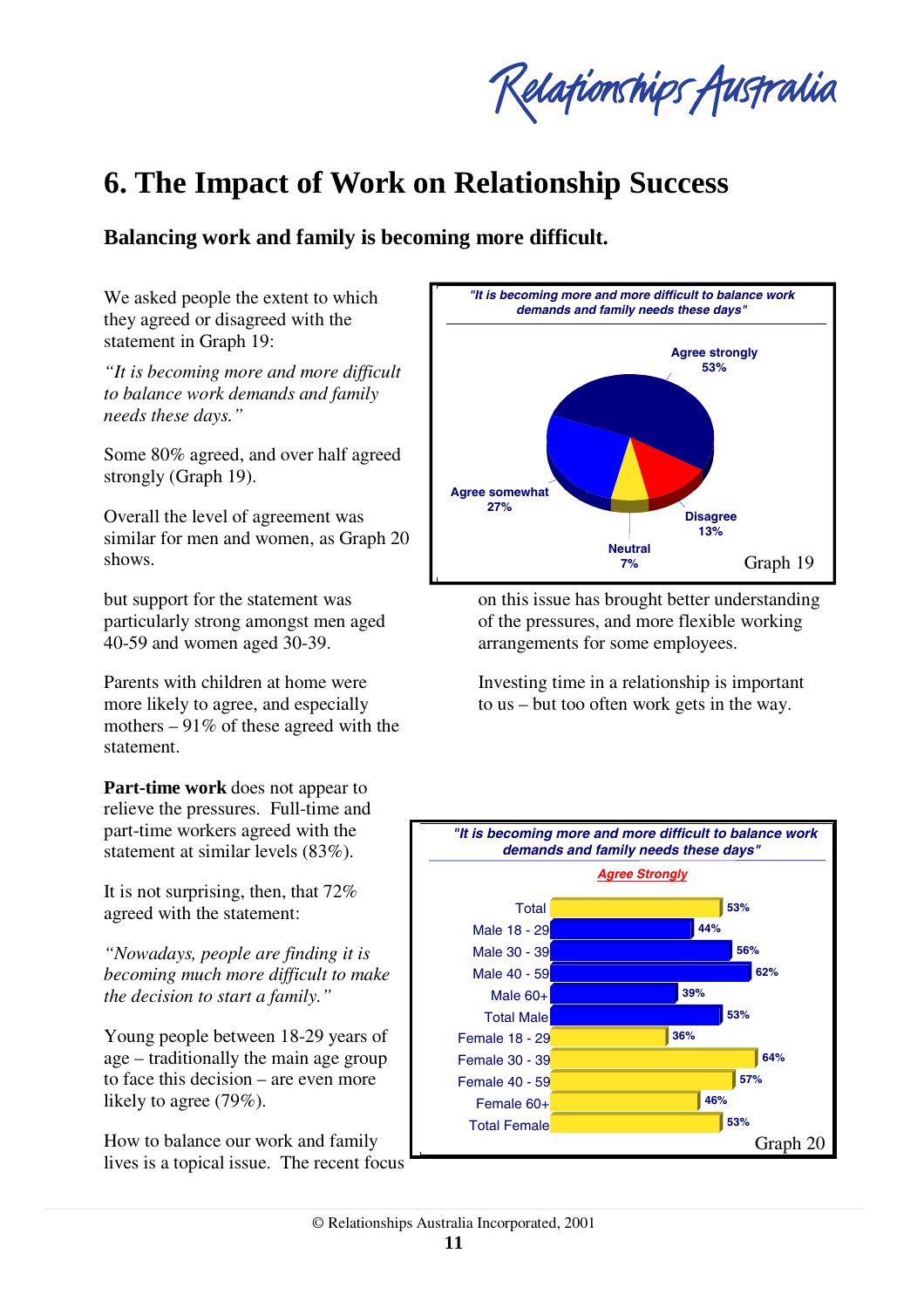# 6. The Impact of Work on Relationship Success

## Balancing work and family is becoming more difficult.

We asked people the extent to which they agreed or disagreed with the statement in Graph 19:

*"It is becoming more and more difficult to balance work demands and family needs these days."*

Some 80% agreed, and over half agreed strongly (Graph 19).

**"It is becoming more and more difficult to balance work demands and family needs these days"**

| Response | % |
|---|---|
| Agree strongly | 53% |
| Agree somewhat | 27% |
| Neutral | 7% |
| Disagree | 13% |

Graph 19

Overall the level of agreement was similar for men and women, as Graph 20 shows.

**"It is becoming more and more difficult to balance work demands and family needs these days"**

*Agree Strongly*

| Group | % |
|---|---|
| Total | 53% |
| Male 18 - 29 | 44% |
| Male 30 - 39 | 56% |
| Male 40 - 59 | 62% |
| Male 60+ | 39% |
| Total Male | 53% |
| Female 18 - 29 | 36% |
| Female 30 - 39 | 64% |
| Female 40 - 59 | 57% |
| Female 60+ | 46% |
| Total Female | 53% |

Graph 20

but support for the statement was particularly strong amongst men aged 40-59 and women aged 30-39.

Parents with children at home were more likely to agree, and especially mothers – 91% of these agreed with the statement.

**Part-time work** does not appear to relieve the pressures. Full-time and part-time workers agreed with the statement at similar levels (83%).

It is not surprising, then, that 72% agreed with the statement:

*"Nowadays, people are finding it is becoming much more difficult to make the decision to start a family."*

Young people between 18-29 years of age – traditionally the main age group to face this decision – are even more likely to agree (79%).

How to balance our work and family lives is a topical issue. The recent focus on this issue has brought better understanding of the pressures, and more flexible working arrangements for some employees.

Investing time in a relationship is important to us – but too often work gets in the way.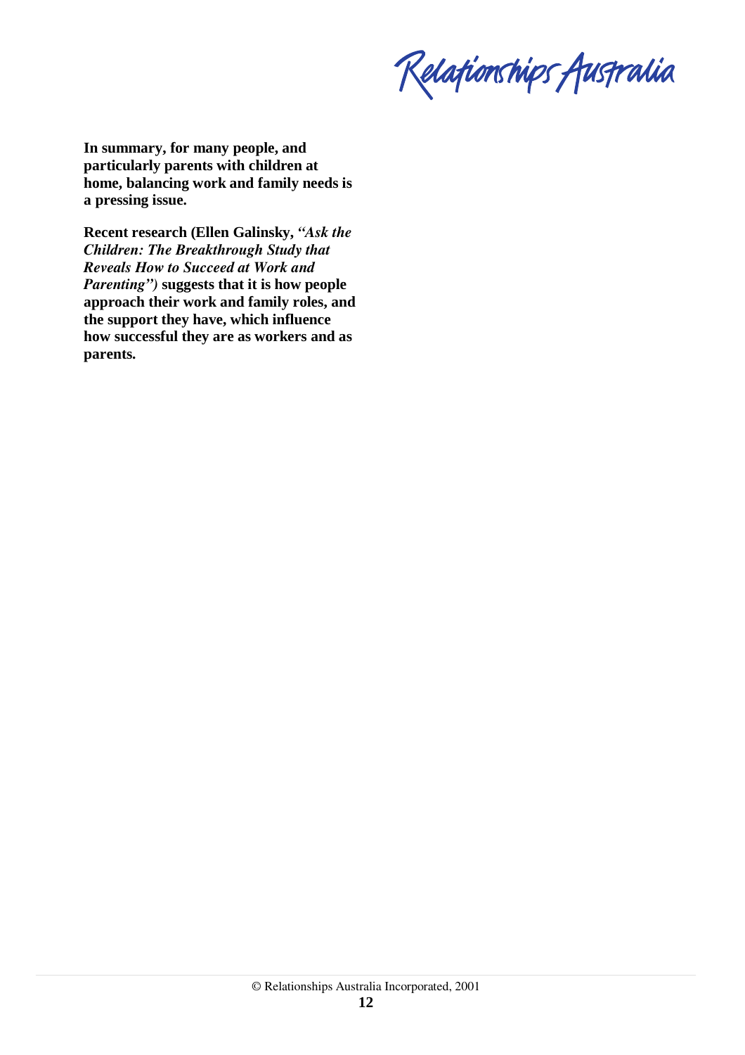**In summary, for many people, and particularly parents with children at home, balancing work and family needs is a pressing issue.**

**Recent research (Ellen Galinsky, *"Ask the Children: The Breakthrough Study that Reveals How to Succeed at Work and Parenting")* suggests that it is how people approach their work and family roles, and the support they have, which influence how successful they are as workers and as parents.**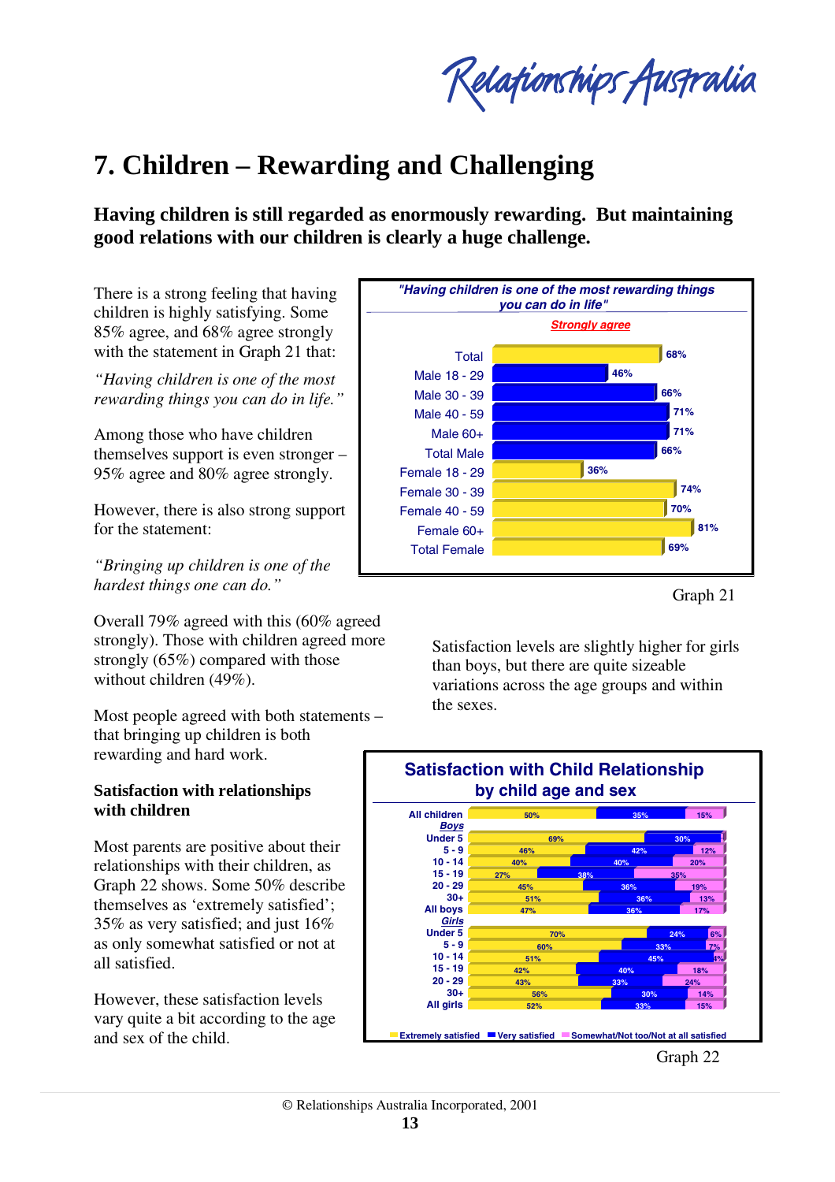# 7. Children – Rewarding and Challenging

**Having children is still regarded as enormously rewarding. But maintaining good relations with our children is clearly a huge challenge.**

There is a strong feeling that having children is highly satisfying. Some 85% agree, and 68% agree strongly with the statement in Graph 21 that:

*"Having children is one of the most rewarding things you can do in life."*

Among those who have children themselves support is even stronger – 95% agree and 80% agree strongly.

However, there is also strong support for the statement:

*"Bringing up children is one of the hardest things one can do."*

Overall 79% agreed with this (60% agreed strongly). Those with children agreed more strongly (65%) compared with those without children (49%).

Most people agreed with both statements – that bringing up children is both rewarding and hard work.

"Having children is one of the most rewarding things you can do in life" — Strongly agree

| Group | Strongly agree |
|---|---|
| Total | 68% |
| Male 18 - 29 | 46% |
| Male 30 - 39 | 66% |
| Male 40 - 59 | 71% |
| Male 60+ | 71% |
| Total Male | 66% |
| Female 18 - 29 | 36% |
| Female 30 - 39 | 74% |
| Female 40 - 59 | 70% |
| Female 60+ | 81% |
| Total Female | 69% |

Graph 21

### Satisfaction with relationships with children

Most parents are positive about their relationships with their children, as Graph 22 shows. Some 50% describe themselves as 'extremely satisfied'; 35% as very satisfied; and just 16% as only somewhat satisfied or not at all satisfied.

However, these satisfaction levels vary quite a bit according to the age and sex of the child.

Satisfaction levels are slightly higher for girls than boys, but there are quite sizeable variations across the age groups and within the sexes.

Satisfaction with Child Relationship by child age and sex

| | Extremely satisfied | Very satisfied | Somewhat/Not too/Not at all satisfied |
|---|---|---|---|
| All children | 50% | 35% | 15% |
| **Boys** | | | |
| Under 5 | 69% | 30% | |
| 5 - 9 | 46% | 42% | 12% |
| 10 - 14 | 40% | 40% | 20% |
| 15 - 19 | 27% | 38% | 35% |
| 20 - 29 | 45% | 36% | 19% |
| 30+ | 51% | 36% | 13% |
| All boys | 47% | 36% | 17% |
| **Girls** | | | |
| Under 5 | 70% | 24% | 6% |
| 5 - 9 | 60% | 33% | 7% |
| 10 - 14 | 51% | 45% | 4% |
| 15 - 19 | 42% | 40% | 18% |
| 20 - 29 | 43% | 33% | 24% |
| 30+ | 56% | 30% | 14% |
| All girls | 52% | 33% | 15% |

Graph 22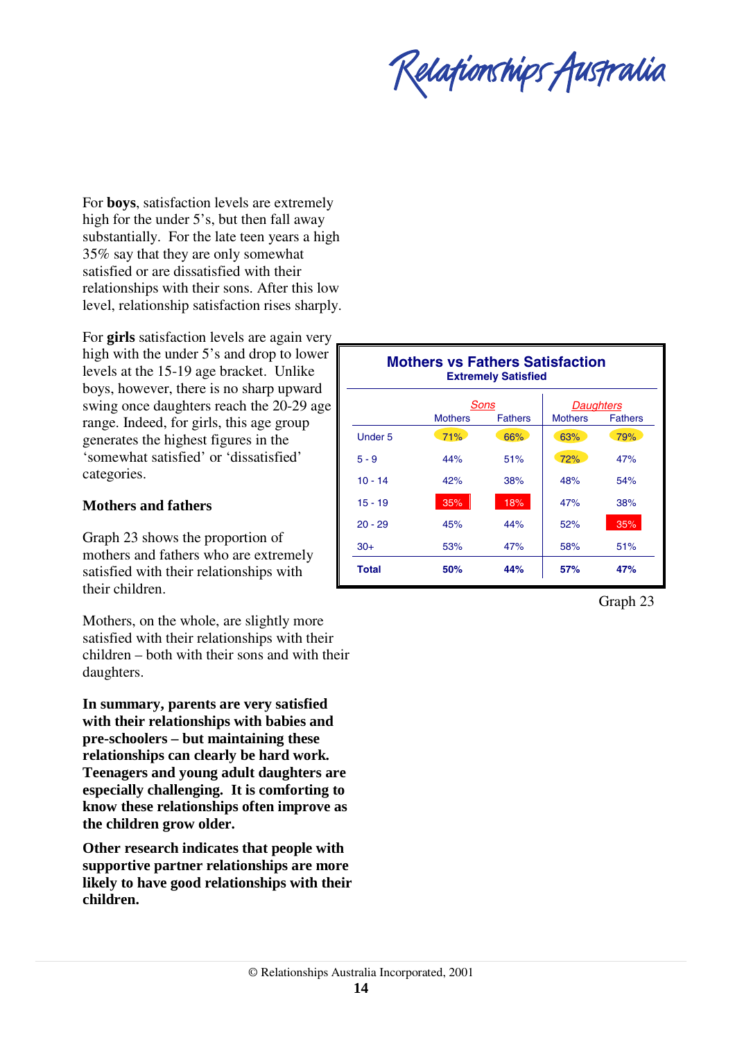For **boys**, satisfaction levels are extremely high for the under 5's, but then fall away substantially. For the late teen years a high 35% say that they are only somewhat satisfied or are dissatisfied with their relationships with their sons. After this low level, relationship satisfaction rises sharply.

For **girls** satisfaction levels are again very high with the under 5's and drop to lower levels at the 15-19 age bracket. Unlike boys, however, there is no sharp upward swing once daughters reach the 20-29 age range. Indeed, for girls, this age group generates the highest figures in the 'somewhat satisfied' or 'dissatisfied' categories.

### Mothers and fathers

Graph 23 shows the proportion of mothers and fathers who are extremely satisfied with their relationships with their children.

**Mothers vs Fathers Satisfaction**
**Extremely Satisfied**

| | *Sons* | | *Daughters* | |
|---|---|---|---|---|
| | Mothers | Fathers | Mothers | Fathers |
| Under 5 | 71% | 66% | 63% | 79% |
| 5 - 9 | 44% | 51% | 72% | 47% |
| 10 - 14 | 42% | 38% | 48% | 54% |
| 15 - 19 | 35% | 18% | 47% | 38% |
| 20 - 29 | 45% | 44% | 52% | 35% |
| 30+ | 53% | 47% | 58% | 51% |
| **Total** | **50%** | **44%** | **57%** | **47%** |

Graph 23

Mothers, on the whole, are slightly more satisfied with their relationships with their children – both with their sons and with their daughters.

**In summary, parents are very satisfied with their relationships with babies and pre-schoolers – but maintaining these relationships can clearly be hard work. Teenagers and young adult daughters are especially challenging. It is comforting to know these relationships often improve as the children grow older.**

**Other research indicates that people with supportive partner relationships are more likely to have good relationships with their children.**

© Relationships Australia Incorporated, 2001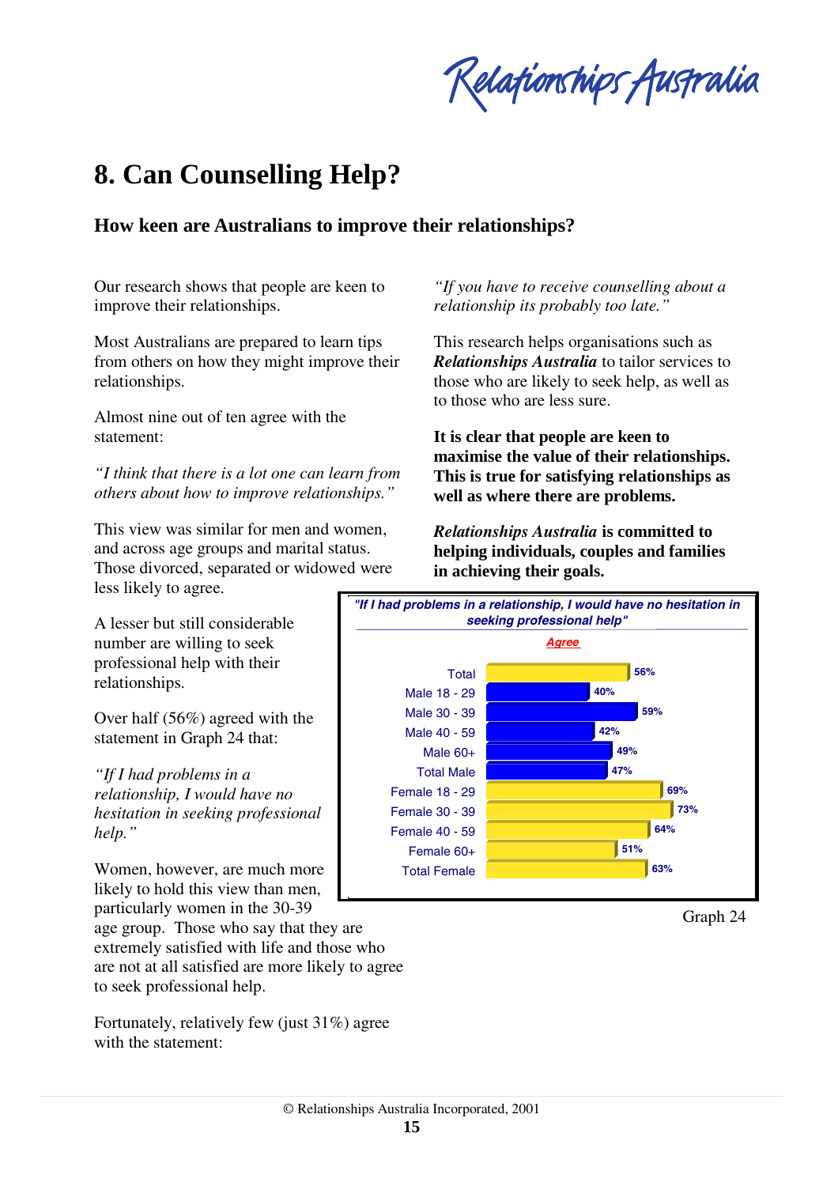# 8. Can Counselling Help?

## How keen are Australians to improve their relationships?

Our research shows that people are keen to improve their relationships.

Most Australians are prepared to learn tips from others on how they might improve their relationships.

Almost nine out of ten agree with the statement:

*"I think that there is a lot one can learn from others about how to improve relationships."*

This view was similar for men and women, and across age groups and marital status. Those divorced, separated or widowed were less likely to agree.

A lesser but still considerable number are willing to seek professional help with their relationships.

Over half (56%) agreed with the statement in Graph 24 that:

*"If I had problems in a relationship, I would have no hesitation in seeking professional help."*

Women, however, are much more likely to hold this view than men, particularly women in the 30-39 age group. Those who say that they are extremely satisfied with life and those who are not at all satisfied are more likely to agree to seek professional help.

Fortunately, relatively few (just 31%) agree with the statement:

*"If you have to receive counselling about a relationship its probably too late."*

This research helps organisations such as ***Relationships Australia*** to tailor services to those who are likely to seek help, as well as to those who are less sure.

**It is clear that people are keen to maximise the value of their relationships. This is true for satisfying relationships as well as where there are problems.**

***Relationships Australia*** **is committed to helping individuals, couples and families in achieving their goals.**

***"If I had problems in a relationship, I would have no hesitation in seeking professional help"***

| | Agree |
|---|---|
| Total | 56% |
| Male 18 - 29 | 40% |
| Male 30 - 39 | 59% |
| Male 40 - 59 | 42% |
| Male 60+ | 49% |
| Total Male | 47% |
| Female 18 - 29 | 69% |
| Female 30 - 39 | 73% |
| Female 40 - 59 | 64% |
| Female 60+ | 51% |
| Total Female | 63% |

Graph 24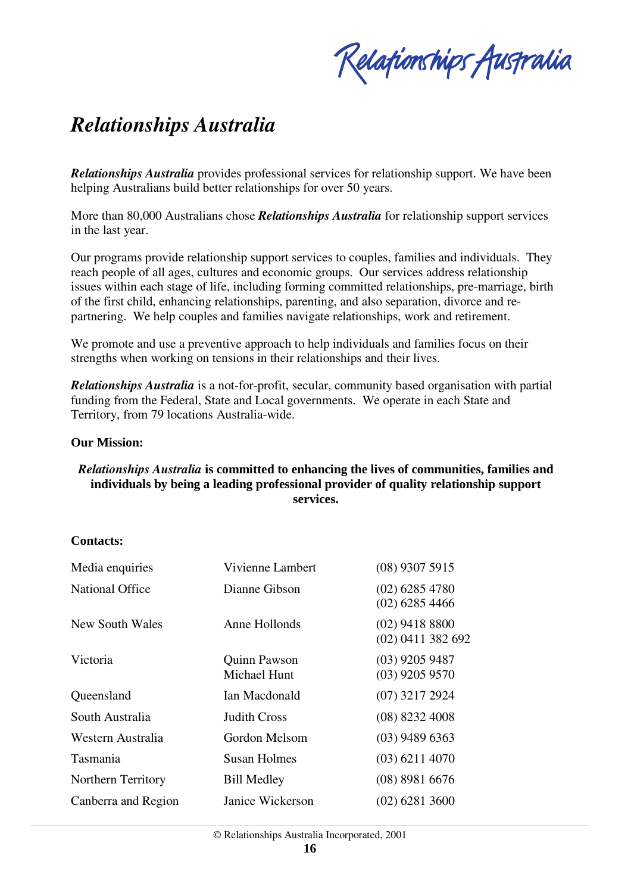# *Relationships Australia*

***Relationships Australia*** provides professional services for relationship support. We have been helping Australians build better relationships for over 50 years.

More than 80,000 Australians chose ***Relationships Australia*** for relationship support services in the last year.

Our programs provide relationship support services to couples, families and individuals. They reach people of all ages, cultures and economic groups. Our services address relationship issues within each stage of life, including forming committed relationships, pre-marriage, birth of the first child, enhancing relationships, parenting, and also separation, divorce and re-partnering. We help couples and families navigate relationships, work and retirement.

We promote and use a preventive approach to help individuals and families focus on their strengths when working on tensions in their relationships and their lives.

***Relationships Australia*** is a not-for-profit, secular, community based organisation with partial funding from the Federal, State and Local governments. We operate in each State and Territory, from 79 locations Australia-wide.

**Our Mission:**

***Relationships Australia* is committed to enhancing the lives of communities, families and individuals by being a leading professional provider of quality relationship support services.**

**Contacts:**

| | | |
|---|---|---|
| Media enquiries | Vivienne Lambert | (08) 9307 5915 |
| National Office | Dianne Gibson | (02) 6285 4780<br>(02) 6285 4466 |
| New South Wales | Anne Hollonds | (02) 9418 8800<br>(02) 0411 382 692 |
| Victoria | Quinn Pawson<br>Michael Hunt | (03) 9205 9487<br>(03) 9205 9570 |
| Queensland | Ian Macdonald | (07) 3217 2924 |
| South Australia | Judith Cross | (08) 8232 4008 |
| Western Australia | Gordon Melsom | (03) 9489 6363 |
| Tasmania | Susan Holmes | (03) 6211 4070 |
| Northern Territory | Bill Medley | (08) 8981 6676 |
| Canberra and Region | Janice Wickerson | (02) 6281 3600 |

© Relationships Australia Incorporated, 2001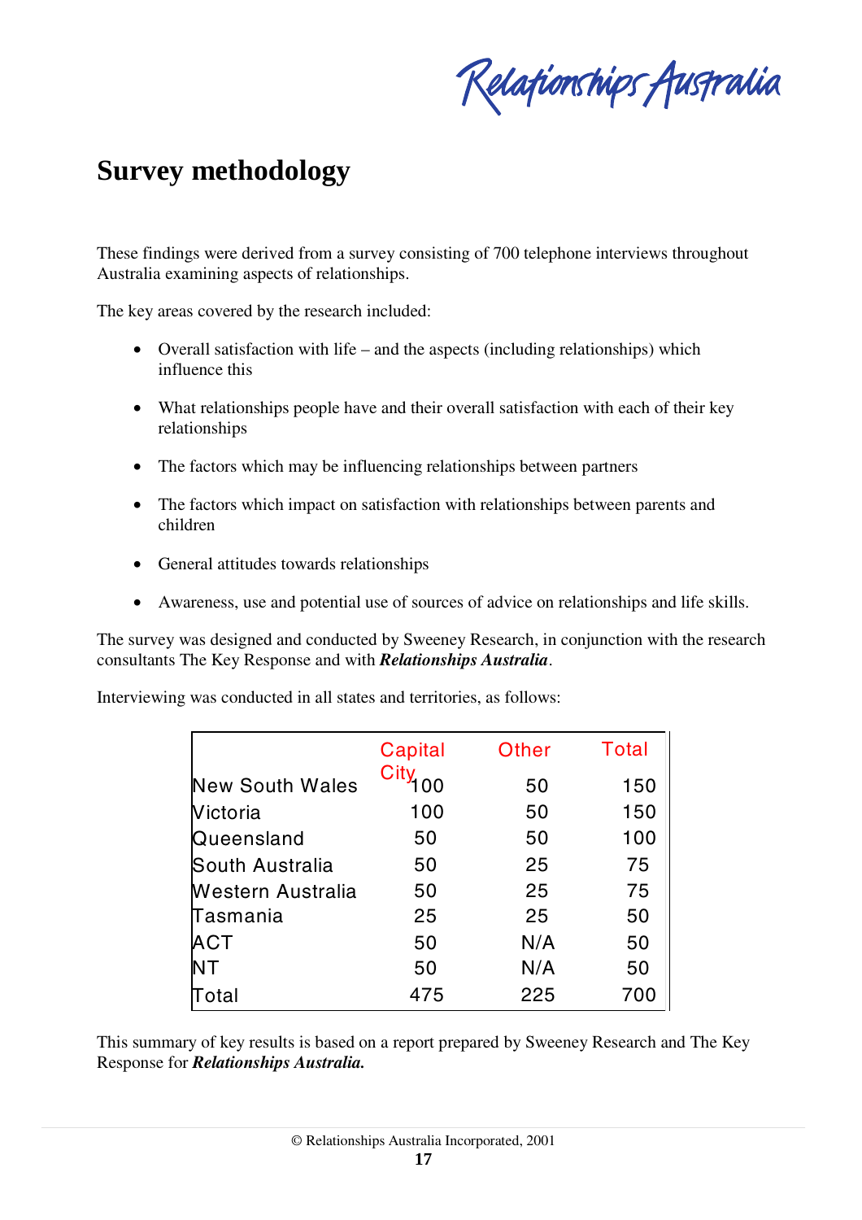# Survey methodology

These findings were derived from a survey consisting of 700 telephone interviews throughout Australia examining aspects of relationships.

The key areas covered by the research included:

- Overall satisfaction with life – and the aspects (including relationships) which influence this
- What relationships people have and their overall satisfaction with each of their key relationships
- The factors which may be influencing relationships between partners
- The factors which impact on satisfaction with relationships between parents and children
- General attitudes towards relationships
- Awareness, use and potential use of sources of advice on relationships and life skills.

The survey was designed and conducted by Sweeney Research, in conjunction with the research consultants The Key Response and with ***Relationships Australia***.

Interviewing was conducted in all states and territories, as follows:

| | Capital City | Other | Total |
|---|---|---|---|
| New South Wales | 100 | 50 | 150 |
| Victoria | 100 | 50 | 150 |
| Queensland | 50 | 50 | 100 |
| South Australia | 50 | 25 | 75 |
| Western Australia | 50 | 25 | 75 |
| Tasmania | 25 | 25 | 50 |
| ACT | 50 | N/A | 50 |
| NT | 50 | N/A | 50 |
| Total | 475 | 225 | 700 |

This summary of key results is based on a report prepared by Sweeney Research and The Key Response for ***Relationships Australia.***

© Relationships Australia Incorporated, 2001